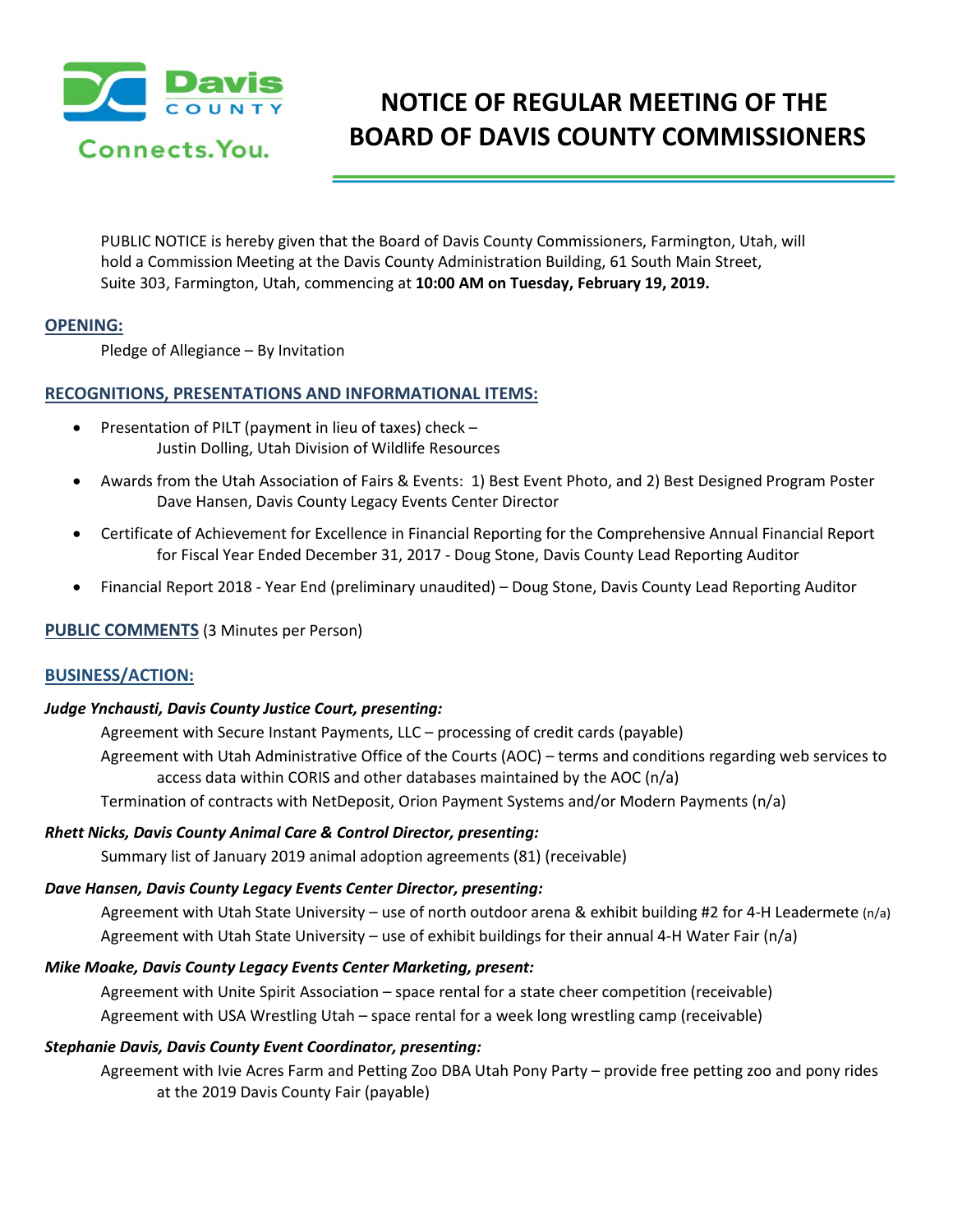Davis COUNTY Connects.You.

# NOTICE OF REGULAR MEETING OF THE BOARD OF DAVIS COUNTY COMMISSIONERS

PUBLIC NOTICE is hereby given that the Board of Davis County Commissioners, Farmington, Utah, will hold a Commission Meeting at the Davis County Administration Building, 61 South Main Street, Suite 303, Farmington, Utah, commencing at **10:00 AM on Tuesday, February 19, 2019.**

## OPENING:

Pledge of Allegiance – By Invitation

## RECOGNITIONS, PRESENTATIONS AND INFORMATIONAL ITEMS:

- Presentation of PILT (payment in lieu of taxes) check – Justin Dolling, Utah Division of Wildlife Resources
- Awards from the Utah Association of Fairs & Events: 1) Best Event Photo, and 2) Best Designed Program Poster Dave Hansen, Davis County Legacy Events Center Director
- Certificate of Achievement for Excellence in Financial Reporting for the Comprehensive Annual Financial Report for Fiscal Year Ended December 31, 2017 - Doug Stone, Davis County Lead Reporting Auditor
- Financial Report 2018 - Year End (preliminary unaudited) – Doug Stone, Davis County Lead Reporting Auditor

## PUBLIC COMMENTS (3 Minutes per Person)

## BUSINESS/ACTION:

***Judge Ynchausti, Davis County Justice Court, presenting:***

Agreement with Secure Instant Payments, LLC – processing of credit cards (payable)

Agreement with Utah Administrative Office of the Courts (AOC) – terms and conditions regarding web services to access data within CORIS and other databases maintained by the AOC (n/a)

Termination of contracts with NetDeposit, Orion Payment Systems and/or Modern Payments (n/a)

***Rhett Nicks, Davis County Animal Care & Control Director, presenting:***

Summary list of January 2019 animal adoption agreements (81) (receivable)

***Dave Hansen, Davis County Legacy Events Center Director, presenting:***

Agreement with Utah State University – use of north outdoor arena & exhibit building #2 for 4-H Leadermete (n/a)

Agreement with Utah State University – use of exhibit buildings for their annual 4-H Water Fair (n/a)

***Mike Moake, Davis County Legacy Events Center Marketing, present:***

Agreement with Unite Spirit Association – space rental for a state cheer competition (receivable)

Agreement with USA Wrestling Utah – space rental for a week long wrestling camp (receivable)

***Stephanie Davis, Davis County Event Coordinator, presenting:***

Agreement with Ivie Acres Farm and Petting Zoo DBA Utah Pony Party – provide free petting zoo and pony rides at the 2019 Davis County Fair (payable)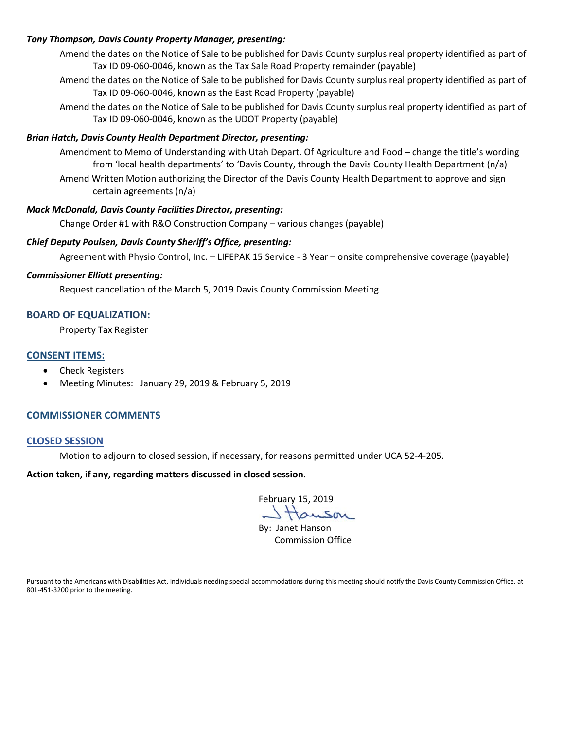***Tony Thompson, Davis County Property Manager, presenting:***

Amend the dates on the Notice of Sale to be published for Davis County surplus real property identified as part of Tax ID 09-060-0046, known as the Tax Sale Road Property remainder (payable)

Amend the dates on the Notice of Sale to be published for Davis County surplus real property identified as part of Tax ID 09-060-0046, known as the East Road Property (payable)

Amend the dates on the Notice of Sale to be published for Davis County surplus real property identified as part of Tax ID 09-060-0046, known as the UDOT Property (payable)

***Brian Hatch, Davis County Health Department Director, presenting:***

Amendment to Memo of Understanding with Utah Depart. Of Agriculture and Food – change the title's wording from 'local health departments' to 'Davis County, through the Davis County Health Department (n/a)

Amend Written Motion authorizing the Director of the Davis County Health Department to approve and sign certain agreements (n/a)

***Mack McDonald, Davis County Facilities Director, presenting:***

Change Order #1 with R&O Construction Company – various changes (payable)

***Chief Deputy Poulsen, Davis County Sheriff's Office, presenting:***

Agreement with Physio Control, Inc. – LIFEPAK 15 Service - 3 Year – onsite comprehensive coverage (payable)

***Commissioner Elliott presenting:***

Request cancellation of the March 5, 2019 Davis County Commission Meeting

## BOARD OF EQUALIZATION:

Property Tax Register

## CONSENT ITEMS:

- Check Registers
- Meeting Minutes: January 29, 2019 & February 5, 2019

## COMMISSIONER COMMENTS

## CLOSED SESSION

Motion to adjourn to closed session, if necessary, for reasons permitted under UCA 52-4-205.

**Action taken, if any, regarding matters discussed in closed session**.

February 15, 2019

J Hanson

By: Janet Hanson
Commission Office

Pursuant to the Americans with Disabilities Act, individuals needing special accommodations during this meeting should notify the Davis County Commission Office, at 801-451-3200 prior to the meeting.